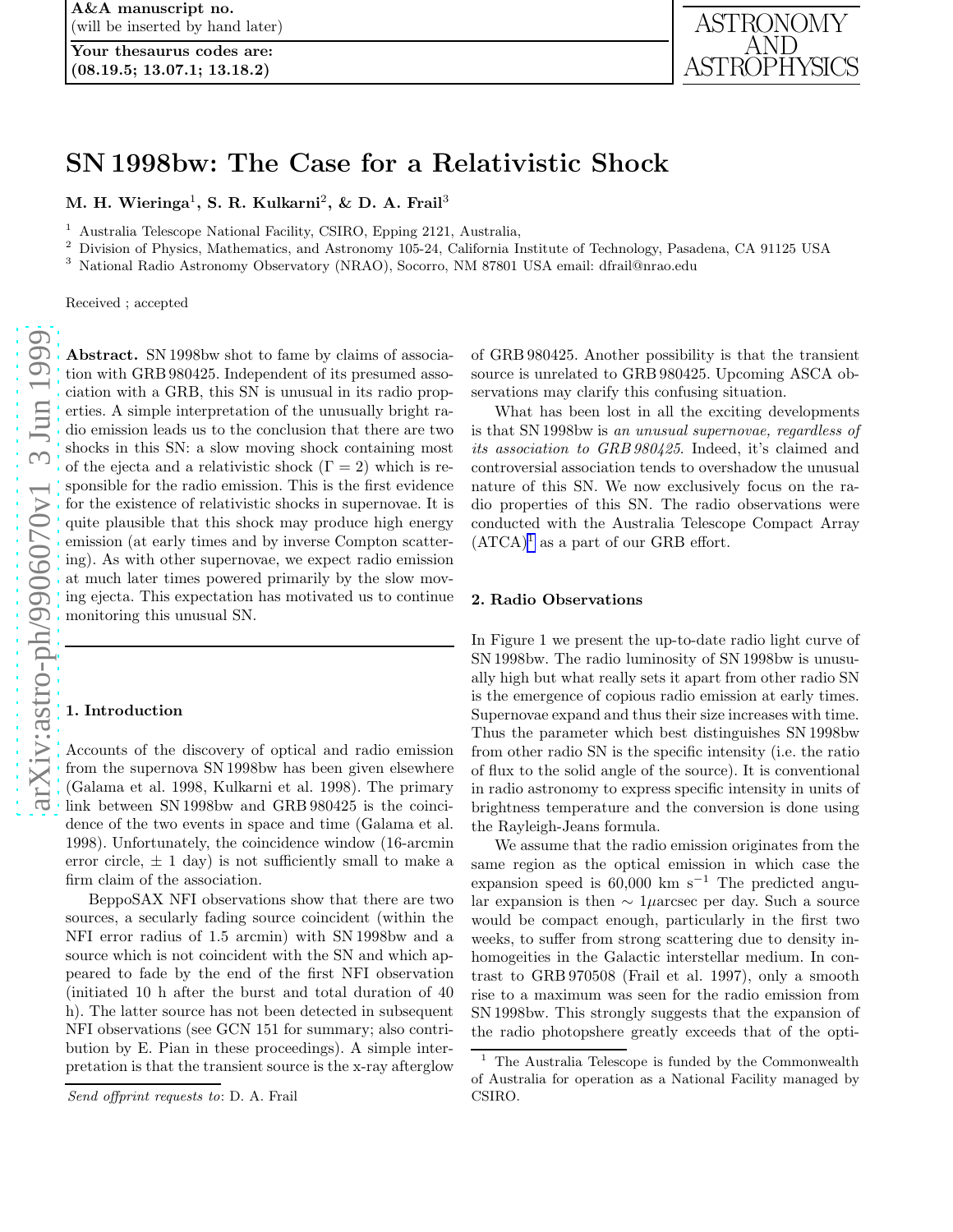A&A manuscript no.
(will be inserted by hand later)

Your thesaurus codes are:
(08.19.5; 13.07.1; 13.18.2)

# SN 1998bw: The Case for a Relativistic Shock

**M. H. Wieringa[1], S. R. Kulkarni[2], & D. A. Frail[3]**

[1] Australia Telescope National Facility, CSIRO, Epping 2121, Australia,
[2] Division of Physics, Mathematics, and Astronomy 105-24, California Institute of Technology, Pasadena, CA 91125 USA
[3] National Radio Astronomy Observatory (NRAO), Socorro, NM 87801 USA email: dfrail@nrao.edu

Received ; accepted

**Abstract.** SN 1998bw shot to fame by claims of association with GRB 980425. Independent of its presumed association with a GRB, this SN is unusual in its radio properties. A simple interpretation of the unusually bright radio emission leads us to the conclusion that there are two shocks in this SN: a slow moving shock containing most of the ejecta and a relativistic shock ($\Gamma = 2$) which is responsible for the radio emission. This is the first evidence for the existence of relativistic shocks in supernovae. It is quite plausible that this shock may produce high energy emission (at early times and by inverse Compton scattering). As with other supernovae, we expect radio emission at much later times powered primarily by the slow moving ejecta. This expectation has motivated us to continue monitoring this unusual SN.

## 1. Introduction

Accounts of the discovery of optical and radio emission from the supernova SN 1998bw has been given elsewhere (Galama et al. 1998, Kulkarni et al. 1998). The primary link between SN 1998bw and GRB 980425 is the coincidence of the two events in space and time (Galama et al. 1998). Unfortunately, the coincidence window (16-arcmin error circle, $\pm$ 1 day) is not sufficiently small to make a firm claim of the association.

BeppoSAX NFI observations show that there are two sources, a secularly fading source coincident (within the NFI error radius of 1.5 arcmin) with SN 1998bw and a source which is not coincident with the SN and which appeared to fade by the end of the first NFI observation (initiated 10 h after the burst and total duration of 40 h). The latter source has not been detected in subsequent NFI observations (see GCN 151 for summary; also contribution by E. Pian in these proceedings). A simple interpretation is that the transient source is the x-ray afterglow of GRB 980425. Another possibility is that the transient source is unrelated to GRB 980425. Upcoming ASCA observations may clarify this confusing situation.

What has been lost in all the exciting developments is that SN 1998bw is *an unusual supernovae, regardless of its association to GRB 980425*. Indeed, it's claimed and controversial association tends to overshadow the unusual nature of this SN. We now exclusively focus on the radio properties of this SN. The radio observations were conducted with the Australia Telescope Compact Array (ATCA)[1] as a part of our GRB effort.

## 2. Radio Observations

In Figure 1 we present the up-to-date radio light curve of SN 1998bw. The radio luminosity of SN 1998bw is unusually high but what really sets it apart from other radio SN is the emergence of copious radio emission at early times. Supernovae expand and thus their size increases with time. Thus the parameter which best distinguishes SN 1998bw from other radio SN is the specific intensity (i.e. the ratio of flux to the solid angle of the source). It is conventional in radio astronomy to express specific intensity in units of brightness temperature and the conversion is done using the Rayleigh-Jeans formula.

We assume that the radio emission originates from the same region as the optical emission in which case the expansion speed is 60,000 km s$^{-1}$ The predicted angular expansion is then $\sim 1\mu$arcsec per day. Such a source would be compact enough, particularly in the first two weeks, to suffer from strong scattering due to density inhomogeities in the Galactic interstellar medium. In contrast to GRB 970508 (Frail et al. 1997), only a smooth rise to a maximum was seen for the radio emission from SN 1998bw. This strongly suggests that the expansion of the radio photosphere greatly exceeds that of the opti-

[1] The Australia Telescope is funded by the Commonwealth of Australia for operation as a National Facility managed by CSIRO.

*Send offprint requests to*: D. A. Frail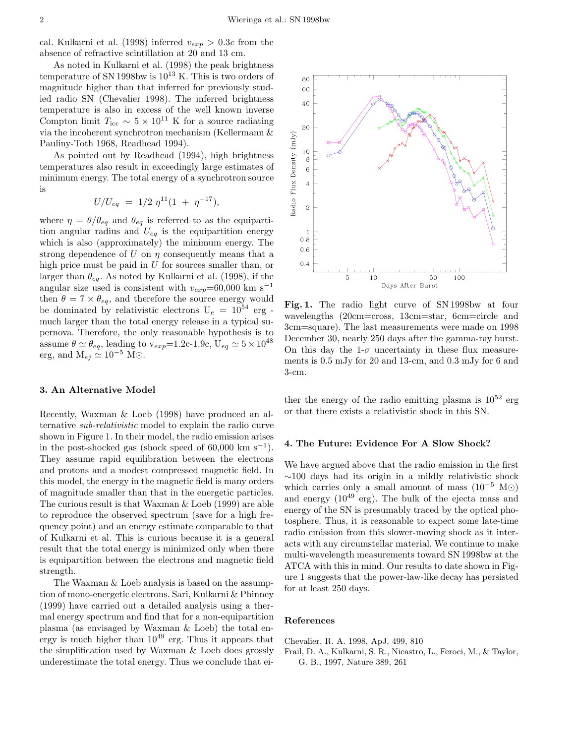cal. Kulkarni et al. (1998) inferred $v_{exp} > 0.3c$ from the absence of refractive scintillation at 20 and 13 cm.

As noted in Kulkarni et al. (1998) the peak brightness temperature of SN 1998bw is $10^{13}$ K. This is two orders of magnitude higher than that inferred for previously studied radio SN (Chevalier 1998). The inferred brightness temperature is also in excess of the well known inverse Compton limit $T_{\rm icc} \sim 5 \times 10^{11}$ K for a source radiating via the incoherent synchrotron mechanism (Kellermann & Pauliny-Toth 1968, Readhead 1994).

As pointed out by Readhead (1994), high brightness temperatures also result in exceedingly large estimates of minimum energy. The total energy of a synchrotron source is

$$U/U_{eq} \;=\; 1/2\;\eta^{11}(1\;+\;\eta^{-17}),$$

where $\eta = \theta/\theta_{eq}$ and $\theta_{eq}$ is referred to as the equipartition angular radius and $U_{eq}$ is the equipartition energy which is also (approximately) the minimum energy. The strong dependence of $U$ on $\eta$ consequently means that a high price must be paid in $U$ for sources smaller than, or larger than $\theta_{eq}$. As noted by Kulkarni et al. (1998), if the angular size used is consistent with $v_{exp}$=60,000 km s$^{-1}$ then $\theta = 7 \times \theta_{eq}$, and therefore the source energy would be dominated by relativistic electrons $U_e = 10^{54}$ erg - much larger than the total energy release in a typical supernova. Therefore, the only reasonable hypothesis is to assume $\theta \simeq \theta_{eq}$, leading to $v_{exp}$=1.2c-1.9c, $U_{eq} \simeq 5 \times 10^{48}$ erg, and $M_{ej} \simeq 10^{-5}$ M$\odot$.

Fig. 1. The radio light curve of SN 1998bw at four wavelengths (20cm=cross, 13cm=star, 6cm=circle and 3cm=square). The last measurements were made on 1998 December 30, nearly 250 days after the gamma-ray burst. On this day the 1-$\sigma$ uncertainty in these flux measurements is 0.5 mJy for 20 and 13-cm, and 0.3 mJy for 6 and 3-cm.

## 3. An Alternative Model

Recently, Waxman & Loeb (1998) have produced an alternative *sub-relativistic* model to explain the radio curve shown in Figure 1. In their model, the radio emission arises in the post-shocked gas (shock speed of 60,000 km s$^{-1}$). They assume rapid equilibration between the electrons and protons and a modest compressed magnetic field. In this model, the energy in the magnetic field is many orders of magnitude smaller than that in the energetic particles. The curious result is that Waxman & Loeb (1999) are able to reproduce the observed spectrum (save for a high frequency point) and an energy estimate comparable to that of Kulkarni et al. This is curious because it is a general result that the total energy is minimized only when there is equipartition between the electrons and magnetic field strength.

The Waxman & Loeb analysis is based on the assumption of mono-energetic electrons. Sari, Kulkarni & Phinney (1999) have carried out a detailed analysis using a thermal energy spectrum and find that for a non-equipartition plasma (as envisaged by Waxman & Loeb) the total energy is much higher than $10^{49}$ erg. Thus it appears that the simplification used by Waxman & Loeb does grossly underestimate the total energy. Thus we conclude that either the energy of the radio emitting plasma is $10^{52}$ erg or that there exists a relativistic shock in this SN.

## 4. The Future: Evidence For A Slow Shock?

We have argued above that the radio emission in the first $\sim$100 days had its origin in a mildly relativistic shock which carries only a small amount of mass ($10^{-5}$ M$\odot$) and energy ($10^{49}$ erg). The bulk of the ejecta mass and energy of the SN is presumably traced by the optical photosphere. Thus, it is reasonable to expect some late-time radio emission from this slower-moving shock as it interacts with any circumstellar material. We continue to make multi-wavelength measurements toward SN 1998bw at the ATCA with this in mind. Our results to date shown in Figure 1 suggests that the power-law-like decay has persisted for at least 250 days.

## References

Chevalier, R. A. 1998, ApJ, 499, 810

Frail, D. A., Kulkarni, S. R., Nicastro, L., Feroci, M., & Taylor, G. B., 1997, Nature 389, 261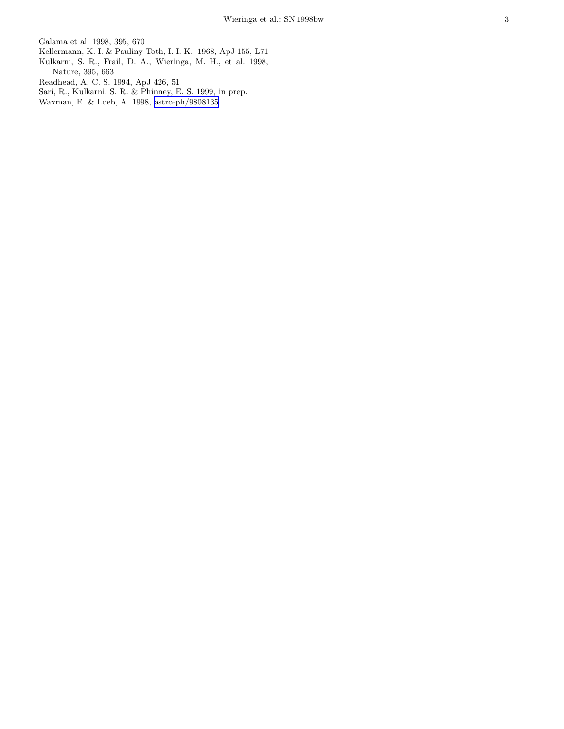Galama et al. 1998, 395, 670

Kellermann, K. I. & Pauliny-Toth, I. I. K., 1968, ApJ 155, L71

Kulkarni, S. R., Frail, D. A., Wieringa, M. H., et al. 1998, Nature, 395, 663

Readhead, A. C. S. 1994, ApJ 426, 51

Sari, R., Kulkarni, S. R. & Phinney, E. S. 1999, in prep.

Waxman, E. & Loeb, A. 1998, astro-ph/9808135